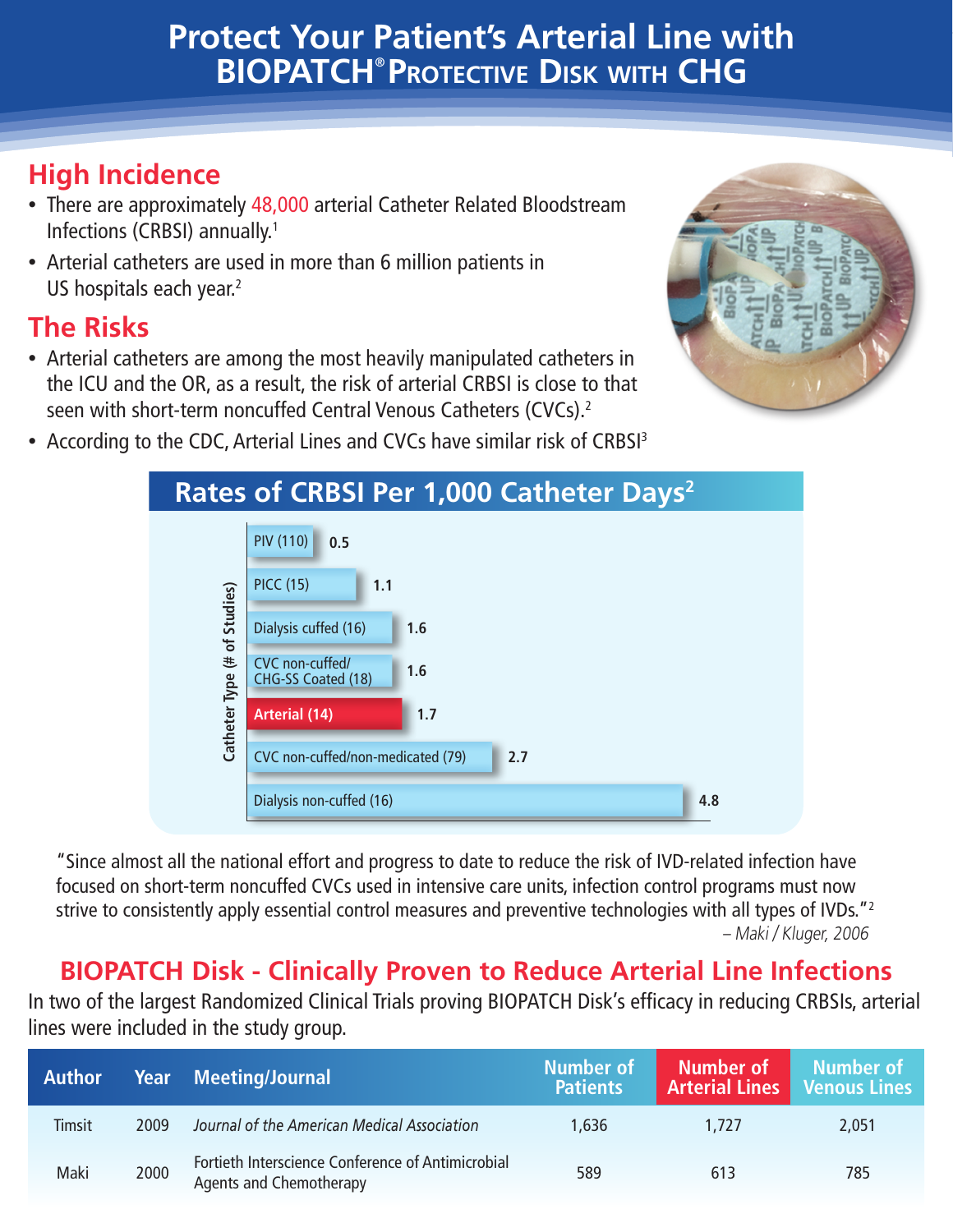# Protect Your Patient's Arterial Line with BIOPATCH® Protective Disk with CHG

## High Incidence

- There are approximately 48,000 arterial Catheter Related Bloodstream Infections (CRBSI) annually.[1]
- Arterial catheters are used in more than 6 million patients in US hospitals each year.[2]

## The Risks

- Arterial catheters are among the most heavily manipulated catheters in the ICU and the OR, as a result, the risk of arterial CRBSI is close to that seen with short-term noncuffed Central Venous Catheters (CVCs).[2]
- According to the CDC, Arterial Lines and CVCs have similar risk of CRBSI[3]

### Rates of CRBSI Per 1,000 Catheter Days[2]

| Catheter Type (# of Studies) | Rate |
|---|---|
| PIV (110) | 0.5 |
| PICC (15) | 1.1 |
| Dialysis cuffed (16) | 1.6 |
| CVC non-cuffed/ CHG-SS Coated (18) | 1.6 |
| Arterial (14) | 1.7 |
| CVC non-cuffed/non-medicated (79) | 2.7 |
| Dialysis non-cuffed (16) | 4.8 |

"Since almost all the national effort and progress to date to reduce the risk of IVD-related infection have focused on short-term noncuffed CVCs used in intensive care units, infection control programs must now strive to consistently apply essential control measures and preventive technologies with all types of IVDs."[2]

*– Maki / Kluger, 2006*

## BIOPATCH Disk - Clinically Proven to Reduce Arterial Line Infections

In two of the largest Randomized Clinical Trials proving BIOPATCH Disk's efficacy in reducing CRBSIs, arterial lines were included in the study group.

| Author | Year | Meeting/Journal | Number of Patients | Number of Arterial Lines | Number of Venous Lines |
|---|---|---|---|---|---|
| Timsit | 2009 | *Journal of the American Medical Association* | 1,636 | 1,727 | 2,051 |
| Maki | 2000 | Fortieth Interscience Conference of Antimicrobial Agents and Chemotherapy | 589 | 613 | 785 |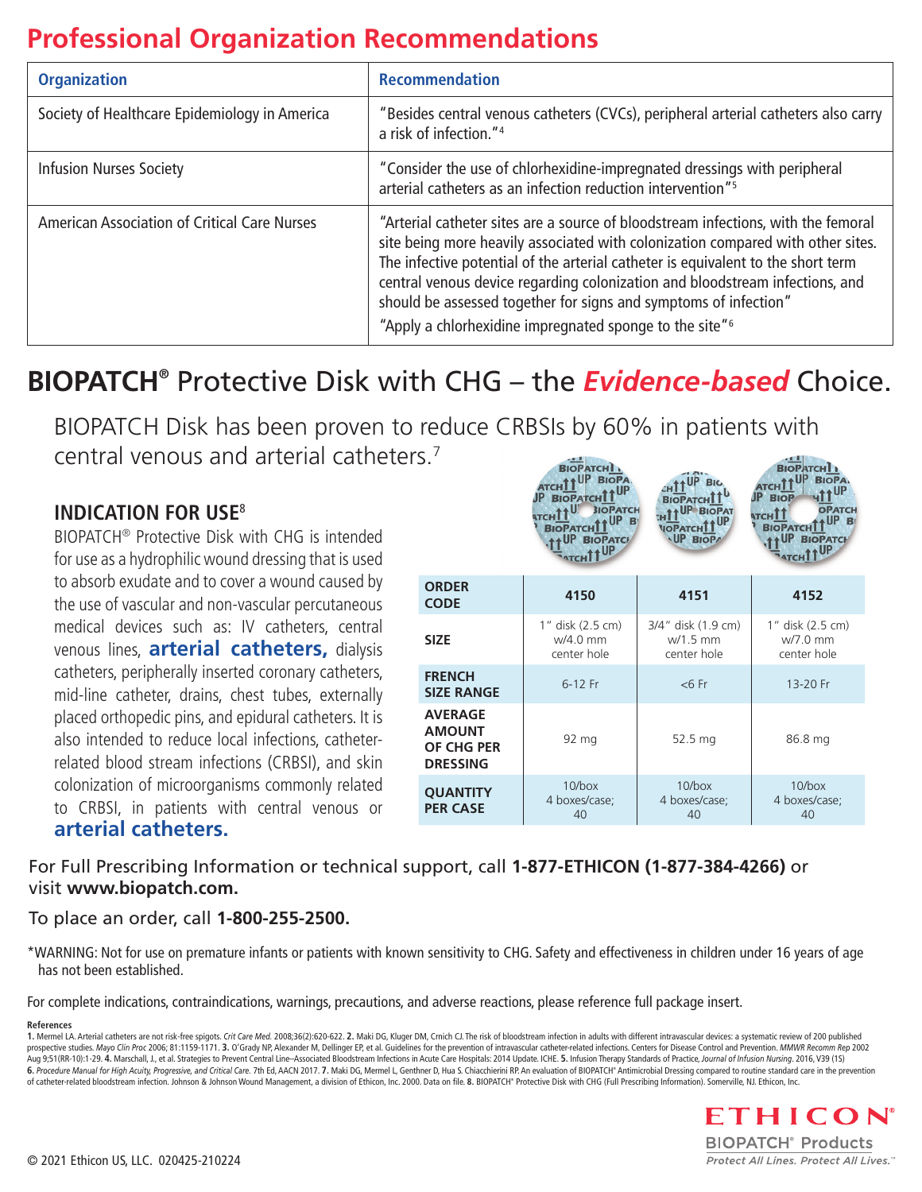# Professional Organization Recommendations

| Organization | Recommendation |
| --- | --- |
| Society of Healthcare Epidemiology in America | "Besides central venous catheters (CVCs), peripheral arterial catheters also carry a risk of infection."[4] |
| Infusion Nurses Society | "Consider the use of chlorhexidine-impregnated dressings with peripheral arterial catheters as an infection reduction intervention"[5] |
| American Association of Critical Care Nurses | "Arterial catheter sites are a source of bloodstream infections, with the femoral site being more heavily associated with colonization compared with other sites. The infective potential of the arterial catheter is equivalent to the short term central venous device regarding colonization and bloodstream infections, and should be assessed together for signs and symptoms of infection" "Apply a chlorhexidine impregnated sponge to the site"[6] |

# BIOPATCH® Protective Disk with CHG – the *Evidence-based* Choice.

BIOPATCH Disk has been proven to reduce CRBSIs by 60% in patients with central venous and arterial catheters.[7]

### INDICATION FOR USE[8]

BIOPATCH® Protective Disk with CHG is intended for use as a hydrophilic wound dressing that is used to absorb exudate and to cover a wound caused by the use of vascular and non-vascular percutaneous medical devices such as: IV catheters, central venous lines, **arterial catheters,** dialysis catheters, peripherally inserted coronary catheters, mid-line catheter, drains, chest tubes, externally placed orthopedic pins, and epidural catheters. It is also intended to reduce local infections, catheter-related blood stream infections (CRBSI), and skin colonization of microorganisms commonly related to CRBSI, in patients with central venous or **arterial catheters.**

| ORDER CODE | 4150 | 4151 | 4152 |
| --- | --- | --- | --- |
| SIZE | 1" disk (2.5 cm) w/4.0 mm center hole | 3/4" disk (1.9 cm) w/1.5 mm center hole | 1" disk (2.5 cm) w/7.0 mm center hole |
| FRENCH SIZE RANGE | 6-12 Fr | <6 Fr | 13-20 Fr |
| AVERAGE AMOUNT OF CHG PER DRESSING | 92 mg | 52.5 mg | 86.8 mg |
| QUANTITY PER CASE | 10/box 4 boxes/case; 40 | 10/box 4 boxes/case; 40 | 10/box 4 boxes/case; 40 |

For Full Prescribing Information or technical support, call **1-877-ETHICON (1-877-384-4266)** or visit **www.biopatch.com.**

To place an order, call **1-800-255-2500.**

*WARNING: Not for use on premature infants or patients with known sensitivity to CHG. Safety and effectiveness in children under 16 years of age has not been established.

For complete indications, contraindications, warnings, precautions, and adverse reactions, please reference full package insert.

**References**

**1.** Mermel LA. Arterial catheters are not risk-free spigots. *Crit Care Med.* 2008;36(2):620-622. **2.** Maki DG, Kluger DM, Crnich CJ. The risk of bloodstream infection in adults with different intravascular devices: a systematic review of 200 published prospective studies. *Mayo Clin Proc* 2006; 81:1159-1171. **3.** O'Grady NP, Alexander M, Dellinger EP, et al. Guidelines for the prevention of intravascular catheter-related infections. Centers for Disease Control and Prevention. *MMWR Recomm Rep* 2002 Aug 9;51(RR-10):1-29. **4.** Marschall, J., et al. Strategies to Prevent Central Line–Associated Bloodstream Infections in Acute Care Hospitals: 2014 Update. ICHE. **5.** Infusion Therapy Standards of Practice, *Journal of Infusion Nursing*. 2016, V39 (1S) **6.** *Procedure Manual for High Acuity, Progressive, and Critical Care.* 7th Ed, AACN 2017. **7.** Maki DG, Mermel L, Genthner D, Hua S. Chiacchierini RP. An evaluation of BIOPATCH® Antimicrobial Dressing compared to routine standard care in the prevention of catheter-related bloodstream infection. Johnson & Johnson Wound Management, a division of Ethicon, Inc. 2000. Data on file. **8.** BIOPATCH® Protective Disk with CHG (Full Prescribing Information). Somerville, NJ. Ethicon, Inc.

© 2021 Ethicon US, LLC. 020425-210224

ETHICON®
BIOPATCH® Products
*Protect All Lines. Protect All Lives.™*